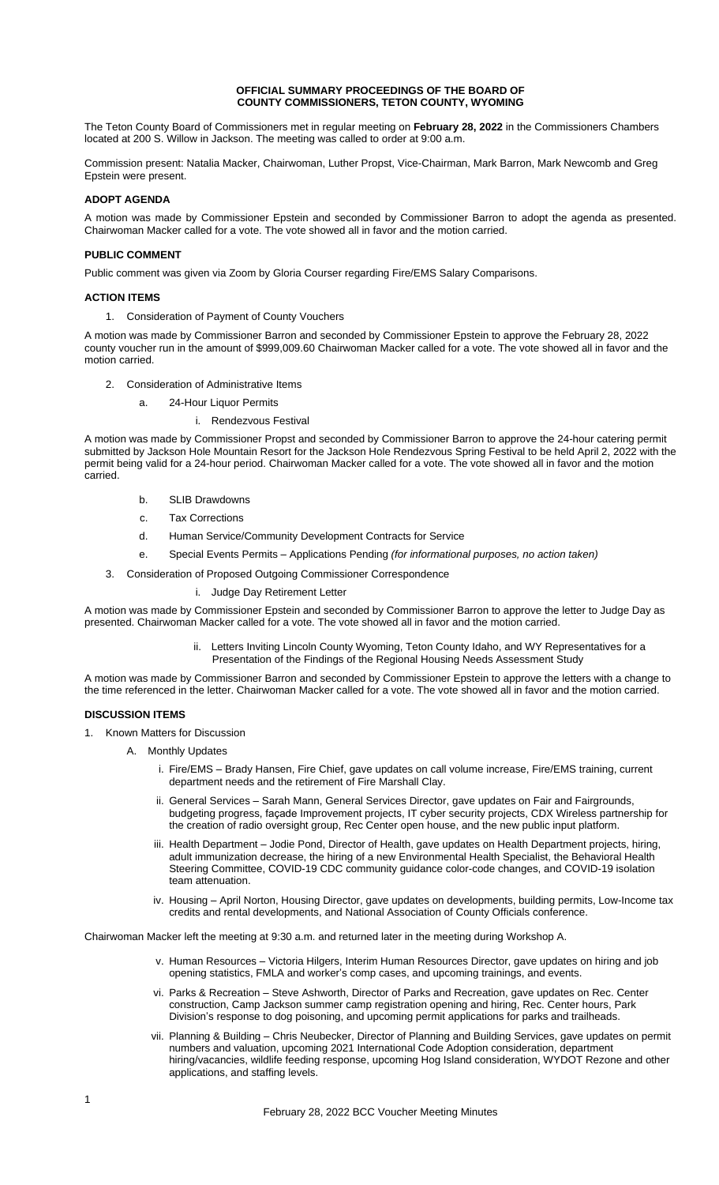**OFFICIAL SUMMARY PROCEEDINGS OF THE BOARD OF COUNTY COMMISSIONERS, TETON COUNTY, WYOMING**

The Teton County Board of Commissioners met in regular meeting on **February 28, 2022** in the Commissioners Chambers located at 200 S. Willow in Jackson. The meeting was called to order at 9:00 a.m.

Commission present: Natalia Macker, Chairwoman, Luther Propst, Vice-Chairman, Mark Barron, Mark Newcomb and Greg Epstein were present.

**ADOPT AGENDA**

A motion was made by Commissioner Epstein and seconded by Commissioner Barron to adopt the agenda as presented. Chairwoman Macker called for a vote. The vote showed all in favor and the motion carried.

**PUBLIC COMMENT**

Public comment was given via Zoom by Gloria Courser regarding Fire/EMS Salary Comparisons.

**ACTION ITEMS**

1. Consideration of Payment of County Vouchers

A motion was made by Commissioner Barron and seconded by Commissioner Epstein to approve the February 28, 2022 county voucher run in the amount of $999,009.60 Chairwoman Macker called for a vote. The vote showed all in favor and the motion carried.

2. Consideration of Administrative Items
   a. 24-Hour Liquor Permits
      i. Rendezvous Festival

A motion was made by Commissioner Propst and seconded by Commissioner Barron to approve the 24-hour catering permit submitted by Jackson Hole Mountain Resort for the Jackson Hole Rendezvous Spring Festival to be held April 2, 2022 with the permit being valid for a 24-hour period. Chairwoman Macker called for a vote. The vote showed all in favor and the motion carried.

   b. SLIB Drawdowns
   c. Tax Corrections
   d. Human Service/Community Development Contracts for Service
   e. Special Events Permits – Applications Pending *(for informational purposes, no action taken)*

3. Consideration of Proposed Outgoing Commissioner Correspondence
   i. Judge Day Retirement Letter

A motion was made by Commissioner Epstein and seconded by Commissioner Barron to approve the letter to Judge Day as presented. Chairwoman Macker called for a vote. The vote showed all in favor and the motion carried.

   ii. Letters Inviting Lincoln County Wyoming, Teton County Idaho, and WY Representatives for a Presentation of the Findings of the Regional Housing Needs Assessment Study

A motion was made by Commissioner Barron and seconded by Commissioner Epstein to approve the letters with a change to the time referenced in the letter. Chairwoman Macker called for a vote. The vote showed all in favor and the motion carried.

**DISCUSSION ITEMS**

1. Known Matters for Discussion
   A. Monthly Updates
      i. Fire/EMS – Brady Hansen, Fire Chief, gave updates on call volume increase, Fire/EMS training, current department needs and the retirement of Fire Marshall Clay.
      ii. General Services – Sarah Mann, General Services Director, gave updates on Fair and Fairgrounds, budgeting progress, façade Improvement projects, IT cyber security projects, CDX Wireless partnership for the creation of radio oversight group, Rec Center open house, and the new public input platform.
      iii. Health Department – Jodie Pond, Director of Health, gave updates on Health Department projects, hiring, adult immunization decrease, the hiring of a new Environmental Health Specialist, the Behavioral Health Steering Committee, COVID-19 CDC community guidance color-code changes, and COVID-19 isolation team attenuation.
      iv. Housing – April Norton, Housing Director, gave updates on developments, building permits, Low-Income tax credits and rental developments, and National Association of County Officials conference.

Chairwoman Macker left the meeting at 9:30 a.m. and returned later in the meeting during Workshop A.

      v. Human Resources – Victoria Hilgers, Interim Human Resources Director, gave updates on hiring and job opening statistics, FMLA and worker's comp cases, and upcoming trainings, and events.
      vi. Parks & Recreation – Steve Ashworth, Director of Parks and Recreation, gave updates on Rec. Center construction, Camp Jackson summer camp registration opening and hiring, Rec. Center hours, Park Division's response to dog poisoning, and upcoming permit applications for parks and trailheads.
      vii. Planning & Building – Chris Neubecker, Director of Planning and Building Services, gave updates on permit numbers and valuation, upcoming 2021 International Code Adoption consideration, department hiring/vacancies, wildlife feeding response, upcoming Hog Island consideration, WYDOT Rezone and other applications, and staffing levels.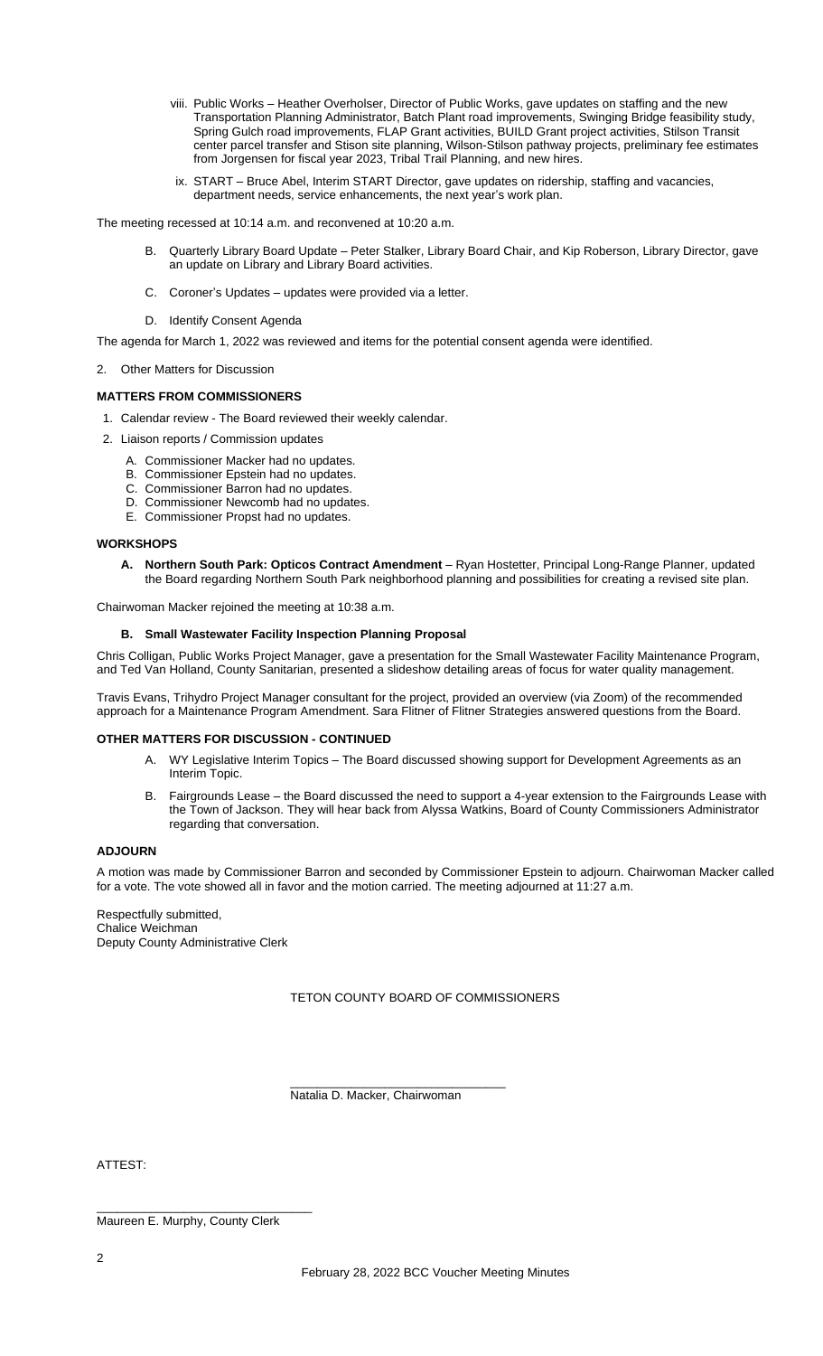viii. Public Works – Heather Overholser, Director of Public Works, gave updates on staffing and the new Transportation Planning Administrator, Batch Plant road improvements, Swinging Bridge feasibility study, Spring Gulch road improvements, FLAP Grant activities, BUILD Grant project activities, Stilson Transit center parcel transfer and Stison site planning, Wilson-Stilson pathway projects, preliminary fee estimates from Jorgensen for fiscal year 2023, Tribal Trail Planning, and new hires.

ix. START – Bruce Abel, Interim START Director, gave updates on ridership, staffing and vacancies, department needs, service enhancements, the next year's work plan.

The meeting recessed at 10:14 a.m. and reconvened at 10:20 a.m.

B. Quarterly Library Board Update – Peter Stalker, Library Board Chair, and Kip Roberson, Library Director, gave an update on Library and Library Board activities.

C. Coroner's Updates – updates were provided via a letter.

D. Identify Consent Agenda

The agenda for March 1, 2022 was reviewed and items for the potential consent agenda were identified.

2. Other Matters for Discussion

**MATTERS FROM COMMISSIONERS**

1. Calendar review - The Board reviewed their weekly calendar.
2. Liaison reports / Commission updates
   A. Commissioner Macker had no updates.
   B. Commissioner Epstein had no updates.
   C. Commissioner Barron had no updates.
   D. Commissioner Newcomb had no updates.
   E. Commissioner Propst had no updates.

**WORKSHOPS**

**A. Northern South Park: Opticos Contract Amendment** – Ryan Hostetter, Principal Long-Range Planner, updated the Board regarding Northern South Park neighborhood planning and possibilities for creating a revised site plan.

Chairwoman Macker rejoined the meeting at 10:38 a.m.

**B. Small Wastewater Facility Inspection Planning Proposal**

Chris Colligan, Public Works Project Manager, gave a presentation for the Small Wastewater Facility Maintenance Program, and Ted Van Holland, County Sanitarian, presented a slideshow detailing areas of focus for water quality management.

Travis Evans, Trihydro Project Manager consultant for the project, provided an overview (via Zoom) of the recommended approach for a Maintenance Program Amendment. Sara Flitner of Flitner Strategies answered questions from the Board.

**OTHER MATTERS FOR DISCUSSION - CONTINUED**

A. WY Legislative Interim Topics – The Board discussed showing support for Development Agreements as an Interim Topic.

B. Fairgrounds Lease – the Board discussed the need to support a 4-year extension to the Fairgrounds Lease with the Town of Jackson. They will hear back from Alyssa Watkins, Board of County Commissioners Administrator regarding that conversation.

**ADJOURN**

A motion was made by Commissioner Barron and seconded by Commissioner Epstein to adjourn. Chairwoman Macker called for a vote. The vote showed all in favor and the motion carried. The meeting adjourned at 11:27 a.m.

Respectfully submitted,
Chalice Weichman
Deputy County Administrative Clerk

TETON COUNTY BOARD OF COMMISSIONERS

\_\_\_\_\_\_\_\_\_\_\_\_\_\_\_\_\_\_\_\_\_\_\_\_\_\_\_\_\_\_
Natalia D. Macker, Chairwoman

ATTEST:

\_\_\_\_\_\_\_\_\_\_\_\_\_\_\_\_\_\_\_\_\_\_\_\_\_\_\_\_\_\_
Maureen E. Murphy, County Clerk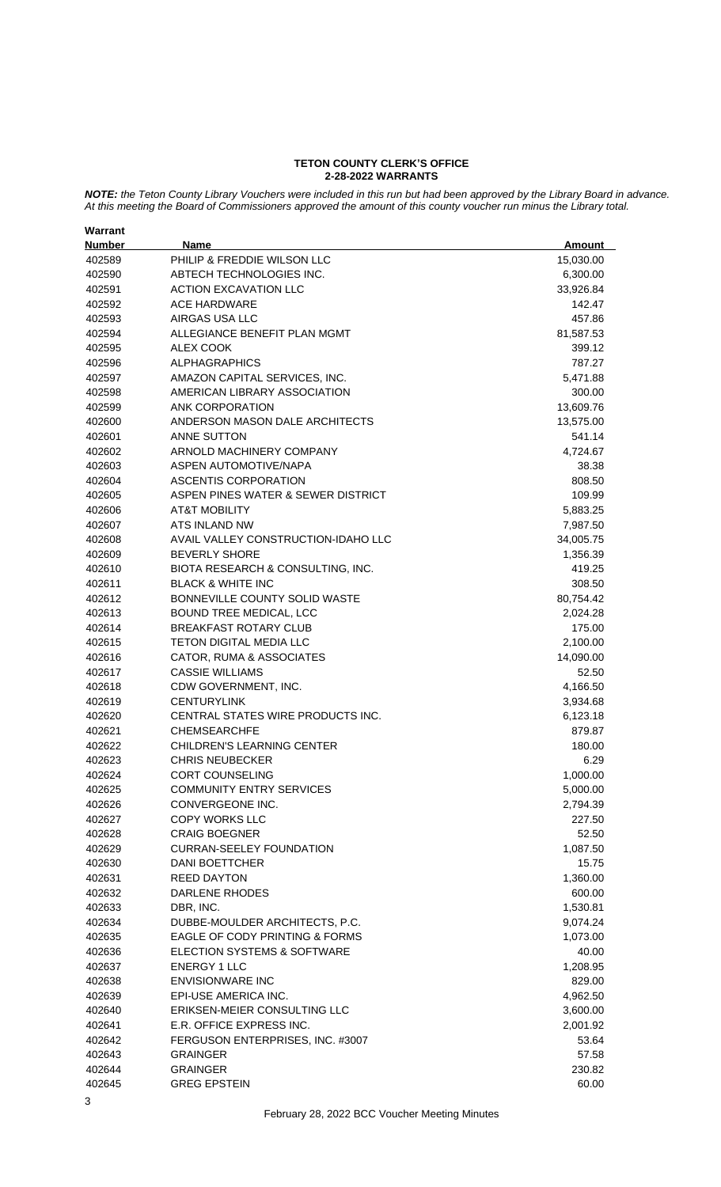**TETON COUNTY CLERK'S OFFICE**
**2-28-2022 WARRANTS**

***NOTE:*** *the Teton County Library Vouchers were included in this run but had been approved by the Library Board in advance. At this meeting the Board of Commissioners approved the amount of this county voucher run minus the Library total.*

| Warrant Number | Name | Amount |
|---|---|---|
| 402589 | PHILIP & FREDDIE WILSON LLC | 15,030.00 |
| 402590 | ABTECH TECHNOLOGIES INC. | 6,300.00 |
| 402591 | ACTION EXCAVATION LLC | 33,926.84 |
| 402592 | ACE HARDWARE | 142.47 |
| 402593 | AIRGAS USA LLC | 457.86 |
| 402594 | ALLEGIANCE BENEFIT PLAN MGMT | 81,587.53 |
| 402595 | ALEX COOK | 399.12 |
| 402596 | ALPHAGRAPHICS | 787.27 |
| 402597 | AMAZON CAPITAL SERVICES, INC. | 5,471.88 |
| 402598 | AMERICAN LIBRARY ASSOCIATION | 300.00 |
| 402599 | ANK CORPORATION | 13,609.76 |
| 402600 | ANDERSON MASON DALE ARCHITECTS | 13,575.00 |
| 402601 | ANNE SUTTON | 541.14 |
| 402602 | ARNOLD MACHINERY COMPANY | 4,724.67 |
| 402603 | ASPEN AUTOMOTIVE/NAPA | 38.38 |
| 402604 | ASCENTIS CORPORATION | 808.50 |
| 402605 | ASPEN PINES WATER & SEWER DISTRICT | 109.99 |
| 402606 | AT&T MOBILITY | 5,883.25 |
| 402607 | ATS INLAND NW | 7,987.50 |
| 402608 | AVAIL VALLEY CONSTRUCTION-IDAHO LLC | 34,005.75 |
| 402609 | BEVERLY SHORE | 1,356.39 |
| 402610 | BIOTA RESEARCH & CONSULTING, INC. | 419.25 |
| 402611 | BLACK & WHITE INC | 308.50 |
| 402612 | BONNEVILLE COUNTY SOLID WASTE | 80,754.42 |
| 402613 | BOUND TREE MEDICAL, LCC | 2,024.28 |
| 402614 | BREAKFAST ROTARY CLUB | 175.00 |
| 402615 | TETON DIGITAL MEDIA LLC | 2,100.00 |
| 402616 | CATOR, RUMA & ASSOCIATES | 14,090.00 |
| 402617 | CASSIE WILLIAMS | 52.50 |
| 402618 | CDW GOVERNMENT, INC. | 4,166.50 |
| 402619 | CENTURYLINK | 3,934.68 |
| 402620 | CENTRAL STATES WIRE PRODUCTS INC. | 6,123.18 |
| 402621 | CHEMSEARCHFE | 879.87 |
| 402622 | CHILDREN'S LEARNING CENTER | 180.00 |
| 402623 | CHRIS NEUBECKER | 6.29 |
| 402624 | CORT COUNSELING | 1,000.00 |
| 402625 | COMMUNITY ENTRY SERVICES | 5,000.00 |
| 402626 | CONVERGEONE INC. | 2,794.39 |
| 402627 | COPY WORKS LLC | 227.50 |
| 402628 | CRAIG BOEGNER | 52.50 |
| 402629 | CURRAN-SEELEY FOUNDATION | 1,087.50 |
| 402630 | DANI BOETTCHER | 15.75 |
| 402631 | REED DAYTON | 1,360.00 |
| 402632 | DARLENE RHODES | 600.00 |
| 402633 | DBR, INC. | 1,530.81 |
| 402634 | DUBBE-MOULDER ARCHITECTS, P.C. | 9,074.24 |
| 402635 | EAGLE OF CODY PRINTING & FORMS | 1,073.00 |
| 402636 | ELECTION SYSTEMS & SOFTWARE | 40.00 |
| 402637 | ENERGY 1 LLC | 1,208.95 |
| 402638 | ENVISIONWARE INC | 829.00 |
| 402639 | EPI-USE AMERICA INC. | 4,962.50 |
| 402640 | ERIKSEN-MEIER CONSULTING LLC | 3,600.00 |
| 402641 | E.R. OFFICE EXPRESS INC. | 2,001.92 |
| 402642 | FERGUSON ENTERPRISES, INC. #3007 | 53.64 |
| 402643 | GRAINGER | 57.58 |
| 402644 | GRAINGER | 230.82 |
| 402645 | GREG EPSTEIN | 60.00 |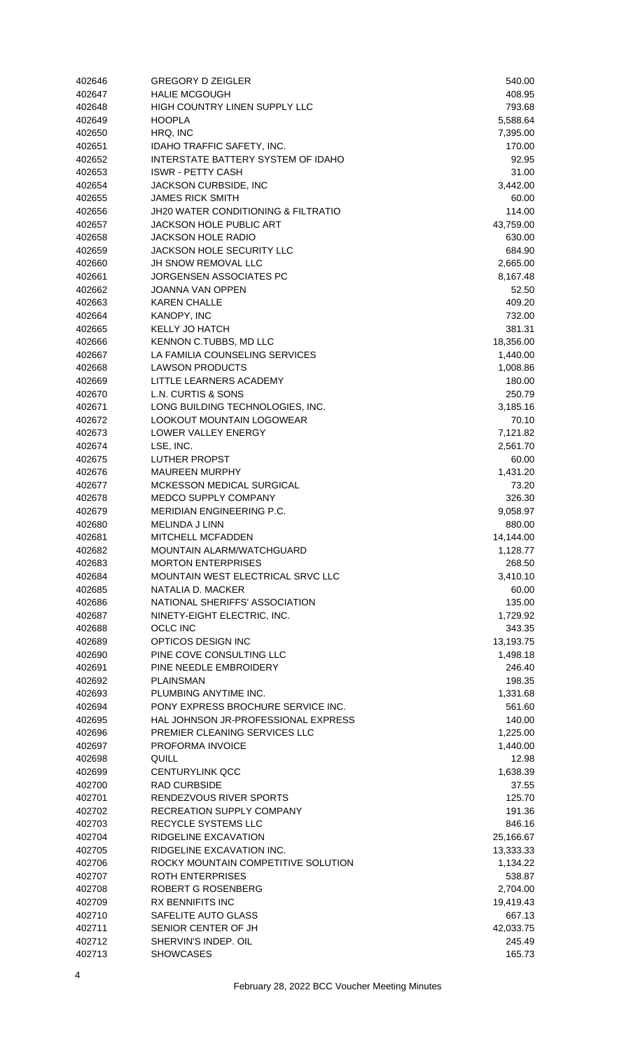| | | |
|---|---|---|
| 402646 | GREGORY D ZEIGLER | 540.00 |
| 402647 | HALIE MCGOUGH | 408.95 |
| 402648 | HIGH COUNTRY LINEN SUPPLY LLC | 793.68 |
| 402649 | HOOPLA | 5,588.64 |
| 402650 | HRQ, INC | 7,395.00 |
| 402651 | IDAHO TRAFFIC SAFETY, INC. | 170.00 |
| 402652 | INTERSTATE BATTERY SYSTEM OF IDAHO | 92.95 |
| 402653 | ISWR - PETTY CASH | 31.00 |
| 402654 | JACKSON CURBSIDE, INC | 3,442.00 |
| 402655 | JAMES RICK SMITH | 60.00 |
| 402656 | JH20 WATER CONDITIONING & FILTRATIO | 114.00 |
| 402657 | JACKSON HOLE PUBLIC ART | 43,759.00 |
| 402658 | JACKSON HOLE RADIO | 630.00 |
| 402659 | JACKSON HOLE SECURITY LLC | 684.90 |
| 402660 | JH SNOW REMOVAL LLC | 2,665.00 |
| 402661 | JORGENSEN ASSOCIATES PC | 8,167.48 |
| 402662 | JOANNA VAN OPPEN | 52.50 |
| 402663 | KAREN CHALLE | 409.20 |
| 402664 | KANOPY, INC | 732.00 |
| 402665 | KELLY JO HATCH | 381.31 |
| 402666 | KENNON C.TUBBS, MD LLC | 18,356.00 |
| 402667 | LA FAMILIA COUNSELING SERVICES | 1,440.00 |
| 402668 | LAWSON PRODUCTS | 1,008.86 |
| 402669 | LITTLE LEARNERS ACADEMY | 180.00 |
| 402670 | L.N. CURTIS & SONS | 250.79 |
| 402671 | LONG BUILDING TECHNOLOGIES, INC. | 3,185.16 |
| 402672 | LOOKOUT MOUNTAIN LOGOWEAR | 70.10 |
| 402673 | LOWER VALLEY ENERGY | 7,121.82 |
| 402674 | LSE, INC. | 2,561.70 |
| 402675 | LUTHER PROPST | 60.00 |
| 402676 | MAUREEN MURPHY | 1,431.20 |
| 402677 | MCKESSON MEDICAL SURGICAL | 73.20 |
| 402678 | MEDCO SUPPLY COMPANY | 326.30 |
| 402679 | MERIDIAN ENGINEERING P.C. | 9,058.97 |
| 402680 | MELINDA J LINN | 880.00 |
| 402681 | MITCHELL MCFADDEN | 14,144.00 |
| 402682 | MOUNTAIN ALARM/WATCHGUARD | 1,128.77 |
| 402683 | MORTON ENTERPRISES | 268.50 |
| 402684 | MOUNTAIN WEST ELECTRICAL SRVC LLC | 3,410.10 |
| 402685 | NATALIA D. MACKER | 60.00 |
| 402686 | NATIONAL SHERIFFS' ASSOCIATION | 135.00 |
| 402687 | NINETY-EIGHT ELECTRIC, INC. | 1,729.92 |
| 402688 | OCLC INC | 343.35 |
| 402689 | OPTICOS DESIGN INC | 13,193.75 |
| 402690 | PINE COVE CONSULTING LLC | 1,498.18 |
| 402691 | PINE NEEDLE EMBROIDERY | 246.40 |
| 402692 | PLAINSMAN | 198.35 |
| 402693 | PLUMBING ANYTIME INC. | 1,331.68 |
| 402694 | PONY EXPRESS BROCHURE SERVICE INC. | 561.60 |
| 402695 | HAL JOHNSON JR-PROFESSIONAL EXPRESS | 140.00 |
| 402696 | PREMIER CLEANING SERVICES LLC | 1,225.00 |
| 402697 | PROFORMA INVOICE | 1,440.00 |
| 402698 | QUILL | 12.98 |
| 402699 | CENTURYLINK QCC | 1,638.39 |
| 402700 | RAD CURBSIDE | 37.55 |
| 402701 | RENDEZVOUS RIVER SPORTS | 125.70 |
| 402702 | RECREATION SUPPLY COMPANY | 191.36 |
| 402703 | RECYCLE SYSTEMS LLC | 846.16 |
| 402704 | RIDGELINE EXCAVATION | 25,166.67 |
| 402705 | RIDGELINE EXCAVATION INC. | 13,333.33 |
| 402706 | ROCKY MOUNTAIN COMPETITIVE SOLUTION | 1,134.22 |
| 402707 | ROTH ENTERPRISES | 538.87 |
| 402708 | ROBERT G ROSENBERG | 2,704.00 |
| 402709 | RX BENNIFITS INC | 19,419.43 |
| 402710 | SAFELITE AUTO GLASS | 667.13 |
| 402711 | SENIOR CENTER OF JH | 42,033.75 |
| 402712 | SHERVIN'S INDEP. OIL | 245.49 |
| 402713 | SHOWCASES | 165.73 |

February 28, 2022 BCC Voucher Meeting Minutes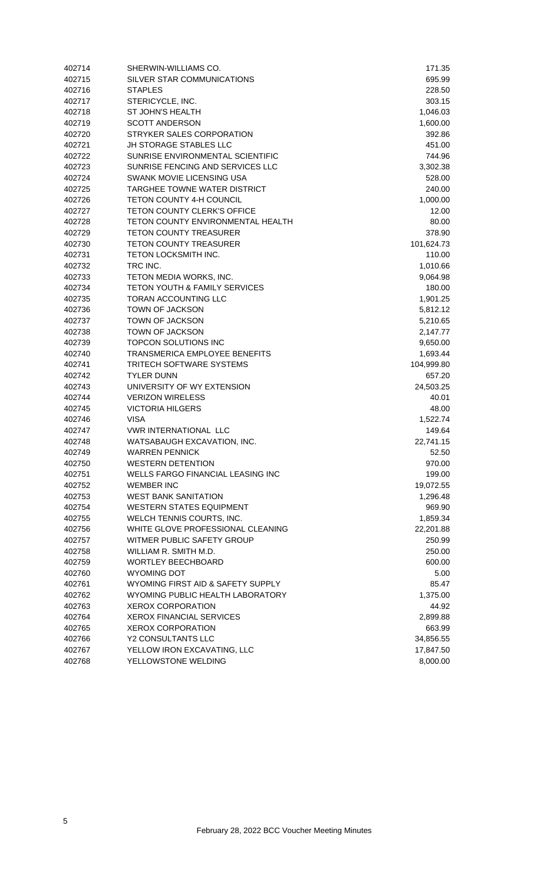| | | |
|---|---|---|
| 402714 | SHERWIN-WILLIAMS CO. | 171.35 |
| 402715 | SILVER STAR COMMUNICATIONS | 695.99 |
| 402716 | STAPLES | 228.50 |
| 402717 | STERICYCLE, INC. | 303.15 |
| 402718 | ST JOHN'S HEALTH | 1,046.03 |
| 402719 | SCOTT ANDERSON | 1,600.00 |
| 402720 | STRYKER SALES CORPORATION | 392.86 |
| 402721 | JH STORAGE STABLES LLC | 451.00 |
| 402722 | SUNRISE ENVIRONMENTAL SCIENTIFIC | 744.96 |
| 402723 | SUNRISE FENCING AND SERVICES LLC | 3,302.38 |
| 402724 | SWANK MOVIE LICENSING USA | 528.00 |
| 402725 | TARGHEE TOWNE WATER DISTRICT | 240.00 |
| 402726 | TETON COUNTY 4-H COUNCIL | 1,000.00 |
| 402727 | TETON COUNTY CLERK'S OFFICE | 12.00 |
| 402728 | TETON COUNTY ENVIRONMENTAL HEALTH | 80.00 |
| 402729 | TETON COUNTY TREASURER | 378.90 |
| 402730 | TETON COUNTY TREASURER | 101,624.73 |
| 402731 | TETON LOCKSMITH INC. | 110.00 |
| 402732 | TRC INC. | 1,010.66 |
| 402733 | TETON MEDIA WORKS, INC. | 9,064.98 |
| 402734 | TETON YOUTH & FAMILY SERVICES | 180.00 |
| 402735 | TORAN ACCOUNTING LLC | 1,901.25 |
| 402736 | TOWN OF JACKSON | 5,812.12 |
| 402737 | TOWN OF JACKSON | 5,210.65 |
| 402738 | TOWN OF JACKSON | 2,147.77 |
| 402739 | TOPCON SOLUTIONS INC | 9,650.00 |
| 402740 | TRANSMERICA EMPLOYEE BENEFITS | 1,693.44 |
| 402741 | TRITECH SOFTWARE SYSTEMS | 104,999.80 |
| 402742 | TYLER DUNN | 657.20 |
| 402743 | UNIVERSITY OF WY EXTENSION | 24,503.25 |
| 402744 | VERIZON WIRELESS | 40.01 |
| 402745 | VICTORIA HILGERS | 48.00 |
| 402746 | VISA | 1,522.74 |
| 402747 | VWR INTERNATIONAL LLC | 149.64 |
| 402748 | WATSABAUGH EXCAVATION, INC. | 22,741.15 |
| 402749 | WARREN PENNICK | 52.50 |
| 402750 | WESTERN DETENTION | 970.00 |
| 402751 | WELLS FARGO FINANCIAL LEASING INC | 199.00 |
| 402752 | WEMBER INC | 19,072.55 |
| 402753 | WEST BANK SANITATION | 1,296.48 |
| 402754 | WESTERN STATES EQUIPMENT | 969.90 |
| 402755 | WELCH TENNIS COURTS, INC. | 1,859.34 |
| 402756 | WHITE GLOVE PROFESSIONAL CLEANING | 22,201.88 |
| 402757 | WITMER PUBLIC SAFETY GROUP | 250.99 |
| 402758 | WILLIAM R. SMITH M.D. | 250.00 |
| 402759 | WORTLEY BEECHBOARD | 600.00 |
| 402760 | WYOMING DOT | 5.00 |
| 402761 | WYOMING FIRST AID & SAFETY SUPPLY | 85.47 |
| 402762 | WYOMING PUBLIC HEALTH LABORATORY | 1,375.00 |
| 402763 | XEROX CORPORATION | 44.92 |
| 402764 | XEROX FINANCIAL SERVICES | 2,899.88 |
| 402765 | XEROX CORPORATION | 663.99 |
| 402766 | Y2 CONSULTANTS LLC | 34,856.55 |
| 402767 | YELLOW IRON EXCAVATING, LLC | 17,847.50 |
| 402768 | YELLOWSTONE WELDING | 8,000.00 |